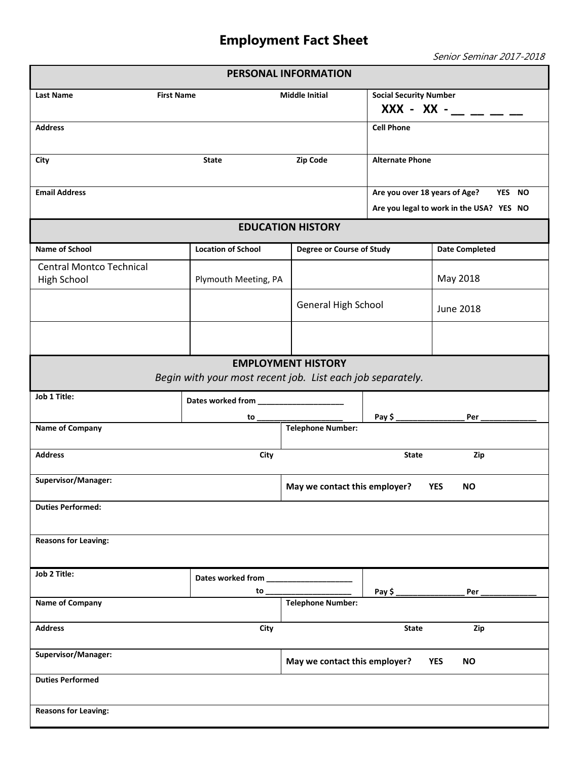# Employment Fact Sheet

*Senior Seminar 2017-2018*

## PERSONAL INFORMATION

| Last Name | First Name | Middle Initial | Social Security Number |
|---|---|---|---|
| | | | XXX - XX - __ __ __ __ |

| Address | Cell Phone |
|---|---|
| | |

| City | State | Zip Code | Alternate Phone |
|---|---|---|---|
| | | | |

| Email Address | Are you over 18 years of Age? YES NO |
|---|---|
| | Are you legal to work in the USA? YES NO |

## EDUCATION HISTORY

| Name of School | Location of School | Degree or Course of Study | Date Completed |
|---|---|---|---|
| Central Montco Technical High School | Plymouth Meeting, PA | | May 2018 |
| | | General High School | June 2018 |
| | | | |

## EMPLOYMENT HISTORY

*Begin with your most recent job. List each job separately.*

| Job 1 Title: | Dates worked from ____________________ to ____________________ | Pay $ ________________ Per _____________ |
|---|---|---|

| Name of Company | Telephone Number: |
|---|---|
| | |

| Address | City | State | Zip |
|---|---|---|---|
| | | | |

| Supervisor/Manager: | May we contact this employer? YES NO |
|---|---|
| | |

**Duties Performed:**

**Reasons for Leaving:**

| Job 2 Title: | Dates worked from ____________________ to ____________________ | Pay $ ________________ Per _____________ |
|---|---|---|

| Name of Company | Telephone Number: |
|---|---|
| | |

| Address | City | State | Zip |
|---|---|---|---|
| | | | |

| Supervisor/Manager: | May we contact this employer? YES NO |
|---|---|
| | |

**Duties Performed**

**Reasons for Leaving:**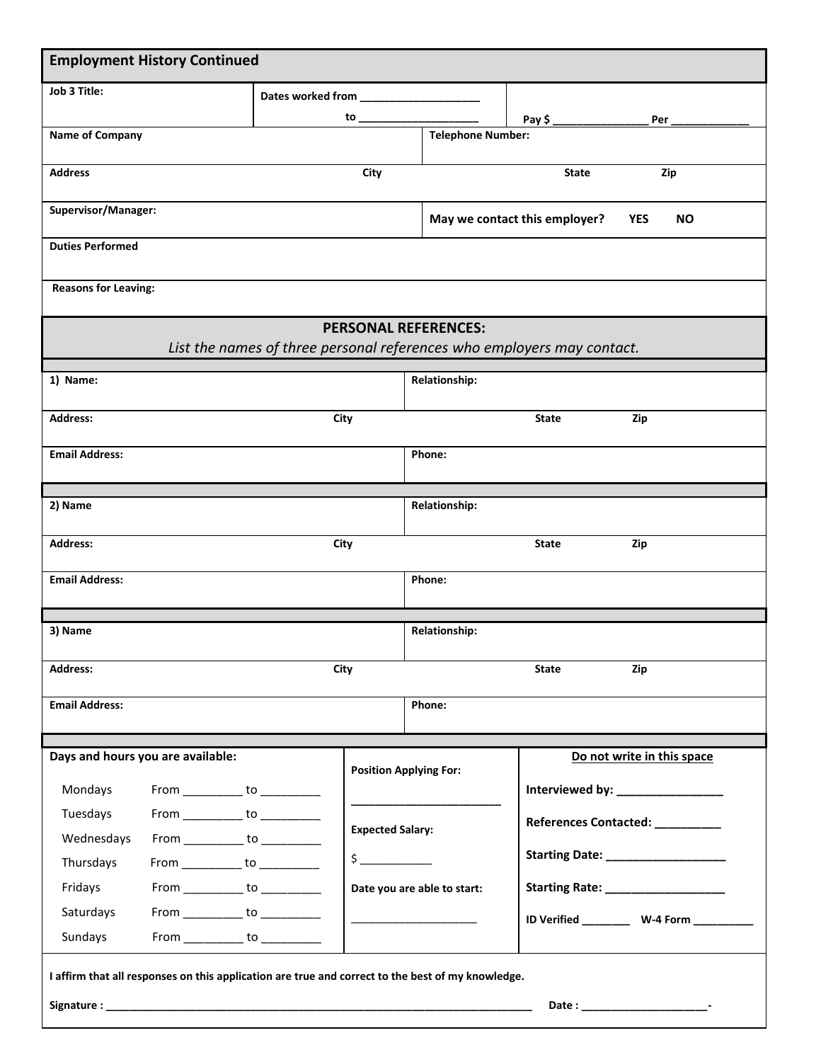## Employment History Continued

| | | |
|---|---|---|
| **Job 3 Title:** | **Dates worked from** ____________________ **to** ____________________ | **Pay $** ________________ **Per** _____________ |
| **Name of Company** | | **Telephone Number:** |
| **Address** | **City** | **State** **Zip** |
| **Supervisor/Manager:** | | **May we contact this employer? YES NO** |
| **Duties Performed** | | |
| **Reasons for Leaving:** | | |

## PERSONAL REFERENCES:

*List the names of three personal references who employers may contact.*

| | | | |
|---|---|---|---|
| **1) Name:** | | **Relationship:** | |
| **Address:** | **City** | **State** | **Zip** |
| **Email Address:** | | **Phone:** | |
| **2) Name** | | **Relationship:** | |
| **Address:** | **City** | **State** | **Zip** |
| **Email Address:** | | **Phone:** | |
| **3) Name** | | **Relationship:** | |
| **Address:** | **City** | **State** | **Zip** |
| **Email Address:** | | **Phone:** | |

**Days and hours you are available:**

Mondays From _________ to _________

Tuesdays From _________ to _________

Wednesdays From _________ to _________

Thursdays From _________ to _________

Fridays From _________ to _________

Saturdays From _________ to _________

Sundays From _________ to _________

**Position Applying For:**

________________________

**Expected Salary:**

$ ___________

**Date you are able to start:**

____________________

**Do not write in this space**

**Interviewed by:** ________________

**References Contacted:** __________

**Starting Date:** ___________________

**Starting Rate:** ___________________

**ID Verified** ________ **W-4 Form** __________

**I affirm that all responses on this application are true and correct to the best of my knowledge.**

**Signature :** ___________________________________________________________________________ **Date :** _____________________-